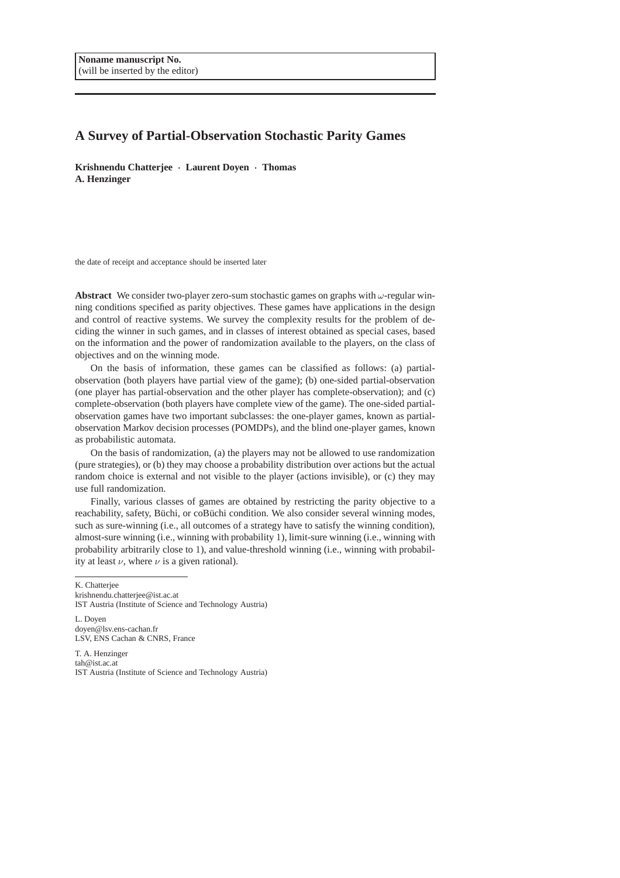**Noname manuscript No.**
(will be inserted by the editor)

# A Survey of Partial-Observation Stochastic Parity Games

**Krishnendu Chatterjee · Laurent Doyen · Thomas A. Henzinger**

the date of receipt and acceptance should be inserted later

**Abstract** We consider two-player zero-sum stochastic games on graphs with $\omega$-regular winning conditions specified as parity objectives. These games have applications in the design and control of reactive systems. We survey the complexity results for the problem of deciding the winner in such games, and in classes of interest obtained as special cases, based on the information and the power of randomization available to the players, on the class of objectives and on the winning mode.

On the basis of information, these games can be classified as follows: (a) partial-observation (both players have partial view of the game); (b) one-sided partial-observation (one player has partial-observation and the other player has complete-observation); and (c) complete-observation (both players have complete view of the game). The one-sided partial-observation games have two important subclasses: the one-player games, known as partial-observation Markov decision processes (POMDPs), and the blind one-player games, known as probabilistic automata.

On the basis of randomization, (a) the players may not be allowed to use randomization (pure strategies), or (b) they may choose a probability distribution over actions but the actual random choice is external and not visible to the player (actions invisible), or (c) they may use full randomization.

Finally, various classes of games are obtained by restricting the parity objective to a reachability, safety, Büchi, or coBüchi condition. We also consider several winning modes, such as sure-winning (i.e., all outcomes of a strategy have to satisfy the winning condition), almost-sure winning (i.e., winning with probability 1), limit-sure winning (i.e., winning with probability arbitrarily close to 1), and value-threshold winning (i.e., winning with probability at least $\nu$, where $\nu$ is a given rational).

---

K. Chatterjee
krishnendu.chatterjee@ist.ac.at
IST Austria (Institute of Science and Technology Austria)

L. Doyen
doyen@lsv.ens-cachan.fr
LSV, ENS Cachan & CNRS, France

T. A. Henzinger
tah@ist.ac.at
IST Austria (Institute of Science and Technology Austria)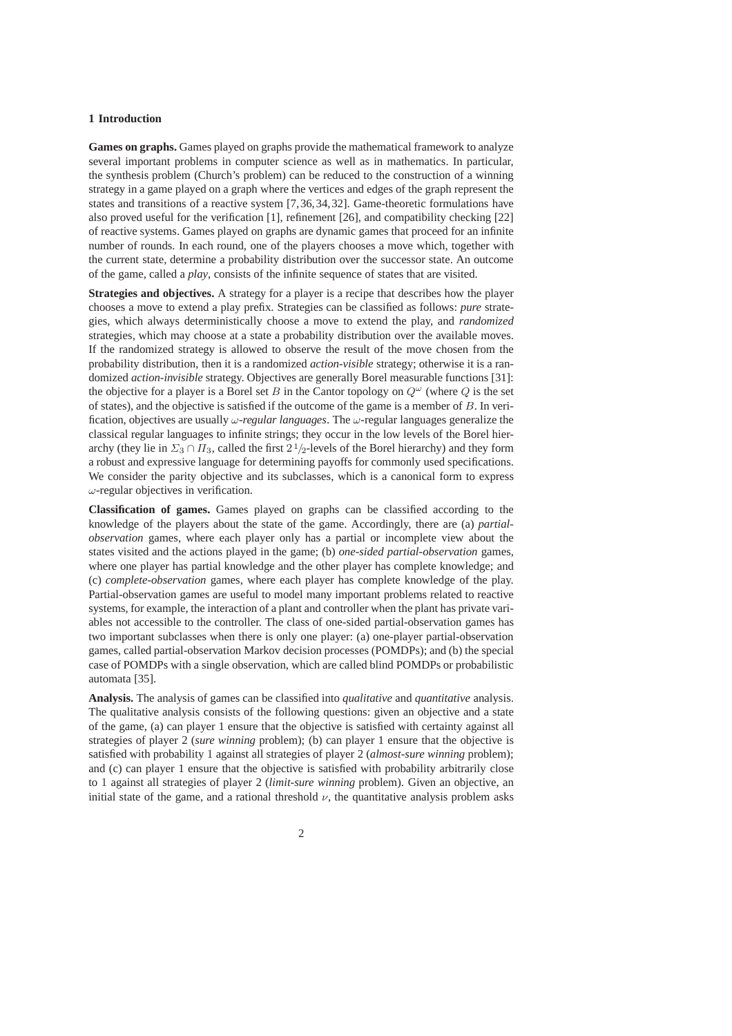## 1 Introduction

**Games on graphs.** Games played on graphs provide the mathematical framework to analyze several important problems in computer science as well as in mathematics. In particular, the synthesis problem (Church's problem) can be reduced to the construction of a winning strategy in a game played on a graph where the vertices and edges of the graph represent the states and transitions of a reactive system [7,36,34,32]. Game-theoretic formulations have also proved useful for the verification [1], refinement [26], and compatibility checking [22] of reactive systems. Games played on graphs are dynamic games that proceed for an infinite number of rounds. In each round, one of the players chooses a move which, together with the current state, determine a probability distribution over the successor state. An outcome of the game, called a *play*, consists of the infinite sequence of states that are visited.

**Strategies and objectives.** A strategy for a player is a recipe that describes how the player chooses a move to extend a play prefix. Strategies can be classified as follows: *pure* strategies, which always deterministically choose a move to extend the play, and *randomized* strategies, which may choose at a state a probability distribution over the available moves. If the randomized strategy is allowed to observe the result of the move chosen from the probability distribution, then it is a randomized *action-visible* strategy; otherwise it is a randomized *action-invisible* strategy. Objectives are generally Borel measurable functions [31]: the objective for a player is a Borel set $B$ in the Cantor topology on $Q^\omega$ (where $Q$ is the set of states), and the objective is satisfied if the outcome of the game is a member of $B$. In verification, objectives are usually *$\omega$-regular languages*. The $\omega$-regular languages generalize the classical regular languages to infinite strings; they occur in the low levels of the Borel hierarchy (they lie in $\Sigma_3 \cap \Pi_3$, called the first $2\,^1\!/_2$-levels of the Borel hierarchy) and they form a robust and expressive language for determining payoffs for commonly used specifications. We consider the parity objective and its subclasses, which is a canonical form to express $\omega$-regular objectives in verification.

**Classification of games.** Games played on graphs can be classified according to the knowledge of the players about the state of the game. Accordingly, there are (a) *partial-observation* games, where each player only has a partial or incomplete view about the states visited and the actions played in the game; (b) *one-sided partial-observation* games, where one player has partial knowledge and the other player has complete knowledge; and (c) *complete-observation* games, where each player has complete knowledge of the play. Partial-observation games are useful to model many important problems related to reactive systems, for example, the interaction of a plant and controller when the plant has private variables not accessible to the controller. The class of one-sided partial-observation games has two important subclasses when there is only one player: (a) one-player partial-observation games, called partial-observation Markov decision processes (POMDPs); and (b) the special case of POMDPs with a single observation, which are called blind POMDPs or probabilistic automata [35].

**Analysis.** The analysis of games can be classified into *qualitative* and *quantitative* analysis. The qualitative analysis consists of the following questions: given an objective and a state of the game, (a) can player 1 ensure that the objective is satisfied with certainty against all strategies of player 2 (*sure winning* problem); (b) can player 1 ensure that the objective is satisfied with probability 1 against all strategies of player 2 (*almost-sure winning* problem); and (c) can player 1 ensure that the objective is satisfied with probability arbitrarily close to 1 against all strategies of player 2 (*limit-sure winning* problem). Given an objective, an initial state of the game, and a rational threshold $\nu$, the quantitative analysis problem asks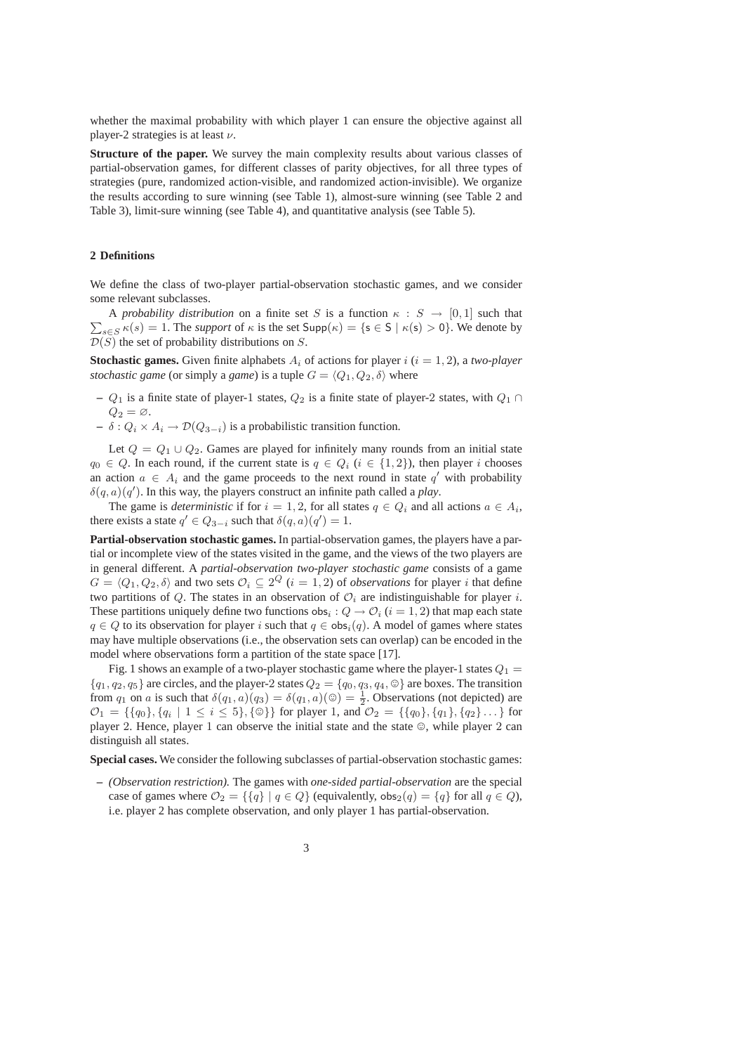whether the maximal probability with which player 1 can ensure the objective against all player-2 strategies is at least $\nu$.

**Structure of the paper.** We survey the main complexity results about various classes of partial-observation games, for different classes of parity objectives, for all three types of strategies (pure, randomized action-visible, and randomized action-invisible). We organize the results according to sure winning (see Table 1), almost-sure winning (see Table 2 and Table 3), limit-sure winning (see Table 4), and quantitative analysis (see Table 5).

## 2 Definitions

We define the class of two-player partial-observation stochastic games, and we consider some relevant subclasses.

A *probability distribution* on a finite set $S$ is a function $\kappa : S \to [0,1]$ such that $\sum_{s \in S} \kappa(s) = 1$. The *support* of $\kappa$ is the set $\mathsf{Supp}(\kappa) = \{\mathsf{s} \in \mathsf{S} \mid \kappa(\mathsf{s}) > 0\}$. We denote by $\mathcal{D}(S)$ the set of probability distributions on $S$.

**Stochastic games.** Given finite alphabets $A_i$ of actions for player $i$ ($i = 1, 2$), a *two-player stochastic game* (or simply a *game*) is a tuple $G = \langle Q_1, Q_2, \delta \rangle$ where

- $Q_1$ is a finite state of player-1 states, $Q_2$ is a finite state of player-2 states, with $Q_1 \cap Q_2 = \varnothing$.
- $\delta : Q_i \times A_i \to \mathcal{D}(Q_{3-i})$ is a probabilistic transition function.

Let $Q = Q_1 \cup Q_2$. Games are played for infinitely many rounds from an initial state $q_0 \in Q$. In each round, if the current state is $q \in Q_i$ ($i \in \{1, 2\}$), then player $i$ chooses an action $a \in A_i$ and the game proceeds to the next round in state $q'$ with probability $\delta(q, a)(q')$. In this way, the players construct an infinite path called a *play*.

The game is *deterministic* if for $i = 1, 2$, for all states $q \in Q_i$ and all actions $a \in A_i$, there exists a state $q' \in Q_{3-i}$ such that $\delta(q, a)(q') = 1$.

**Partial-observation stochastic games.** In partial-observation games, the players have a partial or incomplete view of the states visited in the game, and the views of the two players are in general different. A *partial-observation two-player stochastic game* consists of a game $G = \langle Q_1, Q_2, \delta \rangle$ and two sets $\mathcal{O}_i \subseteq 2^Q$ ($i = 1, 2$) of *observations* for player $i$ that define two partitions of $Q$. The states in an observation of $\mathcal{O}_i$ are indistinguishable for player $i$. These partitions uniquely define two functions $\mathsf{obs}_i : Q \to \mathcal{O}_i$ ($i = 1, 2$) that map each state $q \in Q$ to its observation for player $i$ such that $q \in \mathsf{obs}_i(q)$. A model of games where states may have multiple observations (i.e., the observation sets can overlap) can be encoded in the model where observations form a partition of the state space [17].

Fig. 1 shows an example of a two-player stochastic game where the player-1 states $Q_1 = \{q_1, q_2, q_5\}$ are circles, and the player-2 states $Q_2 = \{q_0, q_3, q_4, ☺\}$ are boxes. The transition from $q_1$ on $a$ is such that $\delta(q_1, a)(q_3) = \delta(q_1, a)(☺) = \frac{1}{2}$. Observations (not depicted) are $\mathcal{O}_1 = \{\{q_0\}, \{q_i \mid 1 \leq i \leq 5\}, \{☺\}\}$ for player 1, and $\mathcal{O}_2 = \{\{q_0\}, \{q_1\}, \{q_2\} \dots\}$ for player 2. Hence, player 1 can observe the initial state and the state ☺, while player 2 can distinguish all states.

**Special cases.** We consider the following subclasses of partial-observation stochastic games:

- *(Observation restriction).* The games with *one-sided partial-observation* are the special case of games where $\mathcal{O}_2 = \{\{q\} \mid q \in Q\}$ (equivalently, $\mathsf{obs}_2(q) = \{q\}$ for all $q \in Q$), i.e. player 2 has complete observation, and only player 1 has partial-observation.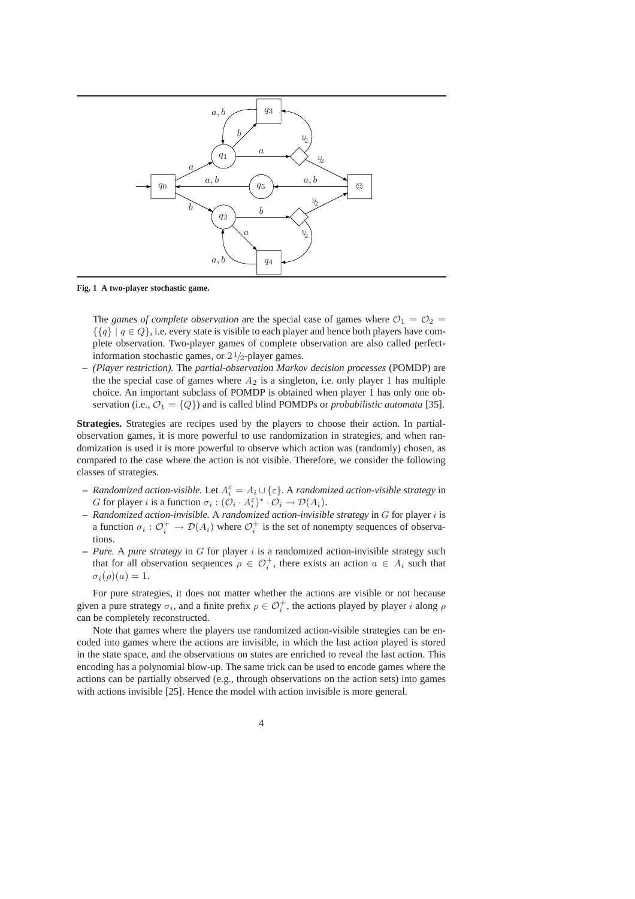**Fig. 1 A two-player stochastic game.**

The *games of complete observation* are the special case of games where $\mathcal{O}_1 = \mathcal{O}_2 = \{\{q\} \mid q \in Q\}$, i.e. every state is visible to each player and hence both players have complete observation. Two-player games of complete observation are also called perfect-information stochastic games, or $2^1\!/\!_2$-player games.

– *(Player restriction).* The *partial-observation Markov decision processes* (POMDP) are the the special case of games where $A_2$ is a singleton, i.e. only player 1 has multiple choice. An important subclass of POMDP is obtained when player 1 has only one observation (i.e., $\mathcal{O}_1 = \{Q\}$) and is called blind POMDPs or *probabilistic automata* [35].

**Strategies.** Strategies are recipes used by the players to choose their action. In partial-observation games, it is more powerful to use randomization in strategies, and when randomization is used it is more powerful to observe which action was (randomly) chosen, as compared to the case where the action is not visible. Therefore, we consider the following classes of strategies.

– *Randomized action-visible.* Let $A_i^\varepsilon = A_i \cup \{\varepsilon\}$. A *randomized action-visible strategy* in $G$ for player $i$ is a function $\sigma_i : (\mathcal{O}_i \cdot A_i^\varepsilon)^* \cdot \mathcal{O}_i \to \mathcal{D}(A_i)$.
– *Randomized action-invisible.* A *randomized action-invisible strategy* in $G$ for player $i$ is a function $\sigma_i : \mathcal{O}_i^+ \to \mathcal{D}(A_i)$ where $\mathcal{O}_i^+$ is the set of nonempty sequences of observations.
– *Pure.* A *pure strategy* in $G$ for player $i$ is a randomized action-invisible strategy such that for all observation sequences $\rho \in \mathcal{O}_i^+$, there exists an action $a \in A_i$ such that $\sigma_i(\rho)(a) = 1$.

For pure strategies, it does not matter whether the actions are visible or not because given a pure strategy $\sigma_i$, and a finite prefix $\rho \in \mathcal{O}_i^+$, the actions played by player $i$ along $\rho$ can be completely reconstructed.

Note that games where the players use randomized action-visible strategies can be encoded into games where the actions are invisible, in which the last action played is stored in the state space, and the observations on states are enriched to reveal the last action. This encoding has a polynomial blow-up. The same trick can be used to encode games where the actions can be partially observed (e.g., through observations on the action sets) into games with actions invisible [25]. Hence the model with action invisible is more general.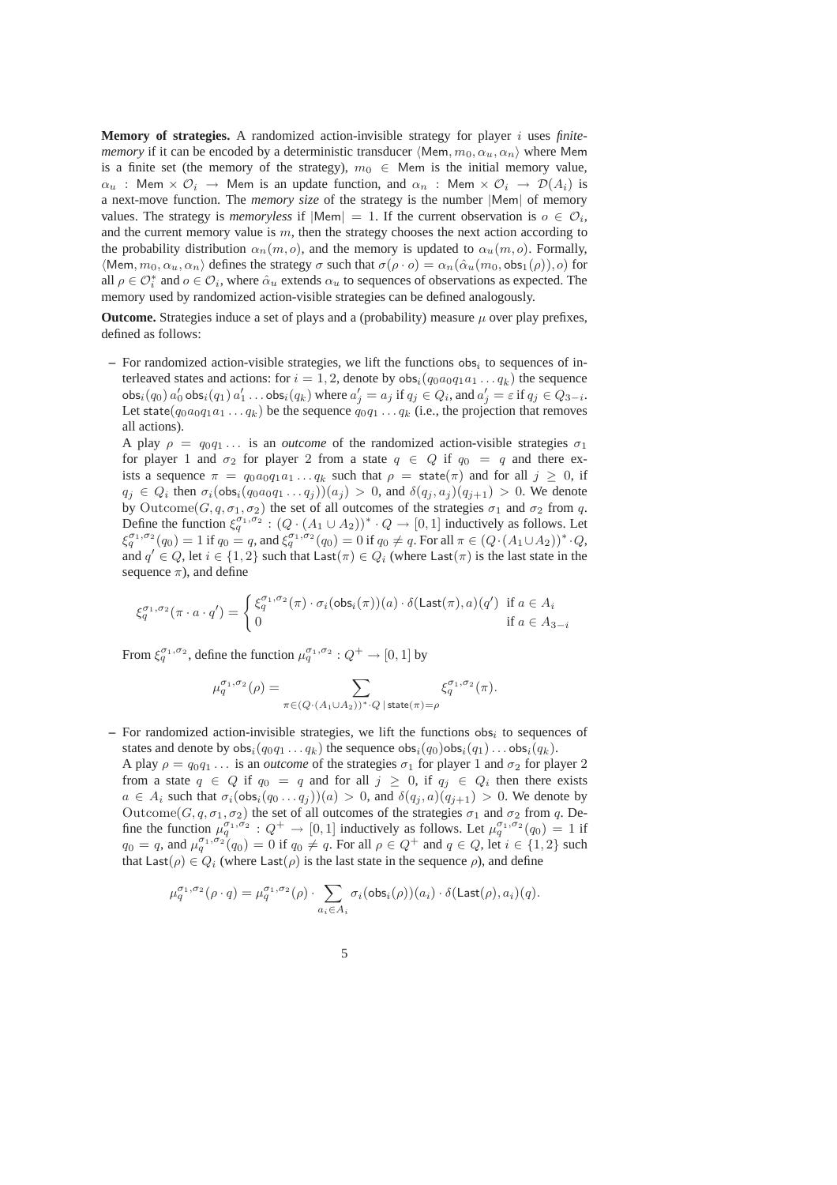**Memory of strategies.** A randomized action-invisible strategy for player $i$ uses *finite-memory* if it can be encoded by a deterministic transducer $\langle \mathsf{Mem}, m_0, \alpha_u, \alpha_n \rangle$ where $\mathsf{Mem}$ is a finite set (the memory of the strategy), $m_0 \in \mathsf{Mem}$ is the initial memory value, $\alpha_u : \mathsf{Mem} \times \mathcal{O}_i \to \mathsf{Mem}$ is an update function, and $\alpha_n : \mathsf{Mem} \times \mathcal{O}_i \to \mathcal{D}(A_i)$ is a next-move function. The *memory size* of the strategy is the number $|\mathsf{Mem}|$ of memory values. The strategy is *memoryless* if $|\mathsf{Mem}| = 1$. If the current observation is $o \in \mathcal{O}_i$, and the current memory value is $m$, then the strategy chooses the next action according to the probability distribution $\alpha_n(m, o)$, and the memory is updated to $\alpha_u(m, o)$. Formally, $\langle \mathsf{Mem}, m_0, \alpha_u, \alpha_n \rangle$ defines the strategy $\sigma$ such that $\sigma(\rho \cdot o) = \alpha_n(\hat{\alpha}_u(m_0, \mathsf{obs}_1(\rho)), o)$ for all $\rho \in \mathcal{O}_i^*$ and $o \in \mathcal{O}_i$, where $\hat{\alpha}_u$ extends $\alpha_u$ to sequences of observations as expected. The memory used by randomized action-visible strategies can be defined analogously.

**Outcome.** Strategies induce a set of plays and a (probability) measure $\mu$ over play prefixes, defined as follows:

– For randomized action-visible strategies, we lift the functions $\mathsf{obs}_i$ to sequences of interleaved states and actions: for $i = 1, 2$, denote by $\mathsf{obs}_i(q_0 a_0 q_1 a_1 \dots q_k)$ the sequence $\mathsf{obs}_i(q_0)\, a'_0\, \mathsf{obs}_i(q_1)\, a'_1 \dots \mathsf{obs}_i(q_k)$ where $a'_j = a_j$ if $q_j \in Q_i$, and $a'_j = \varepsilon$ if $q_j \in Q_{3-i}$. Let $\mathsf{state}(q_0 a_0 q_1 a_1 \dots q_k)$ be the sequence $q_0 q_1 \dots q_k$ (i.e., the projection that removes all actions).

  A play $\rho = q_0 q_1 \dots$ is an *outcome* of the randomized action-visible strategies $\sigma_1$ for player 1 and $\sigma_2$ for player 2 from a state $q \in Q$ if $q_0 = q$ and there exists a sequence $\pi = q_0 a_0 q_1 a_1 \dots q_k$ such that $\rho = \mathsf{state}(\pi)$ and for all $j \geq 0$, if $q_j \in Q_i$ then $\sigma_i(\mathsf{obs}_i(q_0 a_0 q_1 \dots q_j))(a_j) > 0$, and $\delta(q_j, a_j)(q_{j+1}) > 0$. We denote by $\mathrm{Outcome}(G, q, \sigma_1, \sigma_2)$ the set of all outcomes of the strategies $\sigma_1$ and $\sigma_2$ from $q$. Define the function $\xi_q^{\sigma_1,\sigma_2} : (Q \cdot (A_1 \cup A_2))^* \cdot Q \to [0, 1]$ inductively as follows. Let $\xi_q^{\sigma_1,\sigma_2}(q_0) = 1$ if $q_0 = q$, and $\xi_q^{\sigma_1,\sigma_2}(q_0) = 0$ if $q_0 \neq q$. For all $\pi \in (Q \cdot (A_1 \cup A_2))^* \cdot Q$, and $q' \in Q$, let $i \in \{1, 2\}$ such that $\mathsf{Last}(\pi) \in Q_i$ (where $\mathsf{Last}(\pi)$ is the last state in the sequence $\pi$), and define

$$\xi_q^{\sigma_1,\sigma_2}(\pi \cdot a \cdot q') = \begin{cases} \xi_q^{\sigma_1,\sigma_2}(\pi) \cdot \sigma_i(\mathsf{obs}_i(\pi))(a) \cdot \delta(\mathsf{Last}(\pi), a)(q') & \text{if } a \in A_i \\ 0 & \text{if } a \in A_{3-i} \end{cases}$$

  From $\xi_q^{\sigma_1,\sigma_2}$, define the function $\mu_q^{\sigma_1,\sigma_2} : Q^+ \to [0, 1]$ by

$$\mu_q^{\sigma_1,\sigma_2}(\rho) = \sum_{\pi \in (Q \cdot (A_1 \cup A_2))^* \cdot Q \,\mid\, \mathsf{state}(\pi) = \rho} \xi_q^{\sigma_1,\sigma_2}(\pi).$$

– For randomized action-invisible strategies, we lift the functions $\mathsf{obs}_i$ to sequences of states and denote by $\mathsf{obs}_i(q_0 q_1 \dots q_k)$ the sequence $\mathsf{obs}_i(q_0)\mathsf{obs}_i(q_1) \dots \mathsf{obs}_i(q_k)$.

  A play $\rho = q_0 q_1 \dots$ is an *outcome* of the strategies $\sigma_1$ for player 1 and $\sigma_2$ for player 2 from a state $q \in Q$ if $q_0 = q$ and for all $j \geq 0$, if $q_j \in Q_i$ then there exists $a \in A_i$ such that $\sigma_i(\mathsf{obs}_i(q_0 \dots q_j))(a) > 0$, and $\delta(q_j, a)(q_{j+1}) > 0$. We denote by $\mathrm{Outcome}(G, q, \sigma_1, \sigma_2)$ the set of all outcomes of the strategies $\sigma_1$ and $\sigma_2$ from $q$. Define the function $\mu_q^{\sigma_1,\sigma_2} : Q^+ \to [0, 1]$ inductively as follows. Let $\mu_q^{\sigma_1,\sigma_2}(q_0) = 1$ if $q_0 = q$, and $\mu_q^{\sigma_1,\sigma_2}(q_0) = 0$ if $q_0 \neq q$. For all $\rho \in Q^+$ and $q \in Q$, let $i \in \{1, 2\}$ such that $\mathsf{Last}(\rho) \in Q_i$ (where $\mathsf{Last}(\rho)$ is the last state in the sequence $\rho$), and define

$$\mu_q^{\sigma_1,\sigma_2}(\rho \cdot q) = \mu_q^{\sigma_1,\sigma_2}(\rho) \cdot \sum_{a_i \in A_i} \sigma_i(\mathsf{obs}_i(\rho))(a_i) \cdot \delta(\mathsf{Last}(\rho), a_i)(q).$$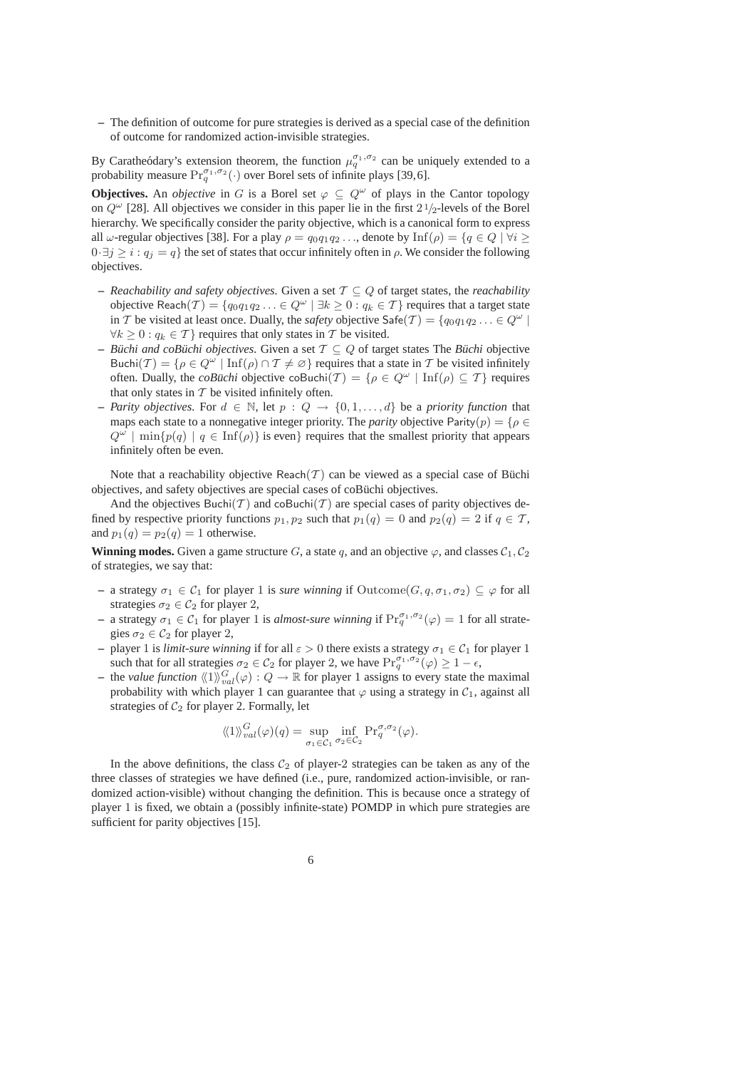– The definition of outcome for pure strategies is derived as a special case of the definition of outcome for randomized action-invisible strategies.

By Carathéodary's extension theorem, the function $\mu_q^{\sigma_1,\sigma_2}$ can be uniquely extended to a probability measure $\Pr_q^{\sigma_1,\sigma_2}(\cdot)$ over Borel sets of infinite plays [39,6].

**Objectives.** An *objective* in $G$ is a Borel set $\varphi \subseteq Q^\omega$ of plays in the Cantor topology on $Q^\omega$ [28]. All objectives we consider in this paper lie in the first $2\,{}^1\!/_2$-levels of the Borel hierarchy. We specifically consider the parity objective, which is a canonical form to express all $\omega$-regular objectives [38]. For a play $\rho = q_0 q_1 q_2 \ldots$, denote by $\mathrm{Inf}(\rho) = \{q \in Q \mid \forall i \geq 0 \cdot \exists j \geq i : q_j = q\}$ the set of states that occur infinitely often in $\rho$. We consider the following objectives.

– *Reachability and safety objectives.* Given a set $\mathcal{T} \subseteq Q$ of target states, the *reachability* objective $\mathsf{Reach}(\mathcal{T}) = \{q_0 q_1 q_2 \ldots \in Q^\omega \mid \exists k \geq 0 : q_k \in \mathcal{T}\}$ requires that a target state in $\mathcal{T}$ be visited at least once. Dually, the *safety* objective $\mathsf{Safe}(\mathcal{T}) = \{q_0 q_1 q_2 \ldots \in Q^\omega \mid \forall k \geq 0 : q_k \in \mathcal{T}\}$ requires that only states in $\mathcal{T}$ be visited.
– *Büchi and coBüchi objectives.* Given a set $\mathcal{T} \subseteq Q$ of target states The *Büchi* objective $\mathsf{Buchi}(\mathcal{T}) = \{\rho \in Q^\omega \mid \mathrm{Inf}(\rho) \cap \mathcal{T} \neq \varnothing\}$ requires that a state in $\mathcal{T}$ be visited infinitely often. Dually, the *coBüchi* objective $\mathsf{coBuchi}(\mathcal{T}) = \{\rho \in Q^\omega \mid \mathrm{Inf}(\rho) \subseteq \mathcal{T}\}$ requires that only states in $\mathcal{T}$ be visited infinitely often.
– *Parity objectives.* For $d \in \mathbb{N}$, let $p : Q \to \{0, 1, \ldots, d\}$ be a *priority function* that maps each state to a nonnegative integer priority. The *parity* objective $\mathsf{Parity}(p) = \{\rho \in Q^\omega \mid \min\{p(q) \mid q \in \mathrm{Inf}(\rho)\}$ is even$\}$ requires that the smallest priority that appears infinitely often be even.

Note that a reachability objective $\mathsf{Reach}(\mathcal{T})$ can be viewed as a special case of Büchi objectives, and safety objectives are special cases of coBüchi objectives.

And the objectives $\mathsf{Buchi}(\mathcal{T})$ and $\mathsf{coBuchi}(\mathcal{T})$ are special cases of parity objectives defined by respective priority functions $p_1, p_2$ such that $p_1(q) = 0$ and $p_2(q) = 2$ if $q \in \mathcal{T}$, and $p_1(q) = p_2(q) = 1$ otherwise.

**Winning modes.** Given a game structure $G$, a state $q$, and an objective $\varphi$, and classes $\mathcal{C}_1, \mathcal{C}_2$ of strategies, we say that:

– a strategy $\sigma_1 \in \mathcal{C}_1$ for player 1 is *sure winning* if $\mathrm{Outcome}(G, q, \sigma_1, \sigma_2) \subseteq \varphi$ for all strategies $\sigma_2 \in \mathcal{C}_2$ for player 2,
– a strategy $\sigma_1 \in \mathcal{C}_1$ for player 1 is *almost-sure winning* if $\Pr_q^{\sigma_1,\sigma_2}(\varphi) = 1$ for all strategies $\sigma_2 \in \mathcal{C}_2$ for player 2,
– player 1 is *limit-sure winning* if for all $\varepsilon > 0$ there exists a strategy $\sigma_1 \in \mathcal{C}_1$ for player 1 such that for all strategies $\sigma_2 \in \mathcal{C}_2$ for player 2, we have $\Pr_q^{\sigma_1,\sigma_2}(\varphi) \geq 1 - \epsilon$,
– the *value function* $\langle\!\langle 1 \rangle\!\rangle_{val}^G(\varphi) : Q \to \mathbb{R}$ for player 1 assigns to every state the maximal probability with which player 1 can guarantee that $\varphi$ using a strategy in $\mathcal{C}_1$, against all strategies of $\mathcal{C}_2$ for player 2. Formally, let

$$\langle\!\langle 1 \rangle\!\rangle_{val}^G(\varphi)(q) = \sup_{\sigma_1 \in \mathcal{C}_1} \inf_{\sigma_2 \in \mathcal{C}_2} \Pr_q^{\sigma,\sigma_2}(\varphi).$$

In the above definitions, the class $\mathcal{C}_2$ of player-2 strategies can be taken as any of the three classes of strategies we have defined (i.e., pure, randomized action-invisible, or randomized action-visible) without changing the definition. This is because once a strategy of player 1 is fixed, we obtain a (possibly infinite-state) POMDP in which pure strategies are sufficient for parity objectives [15].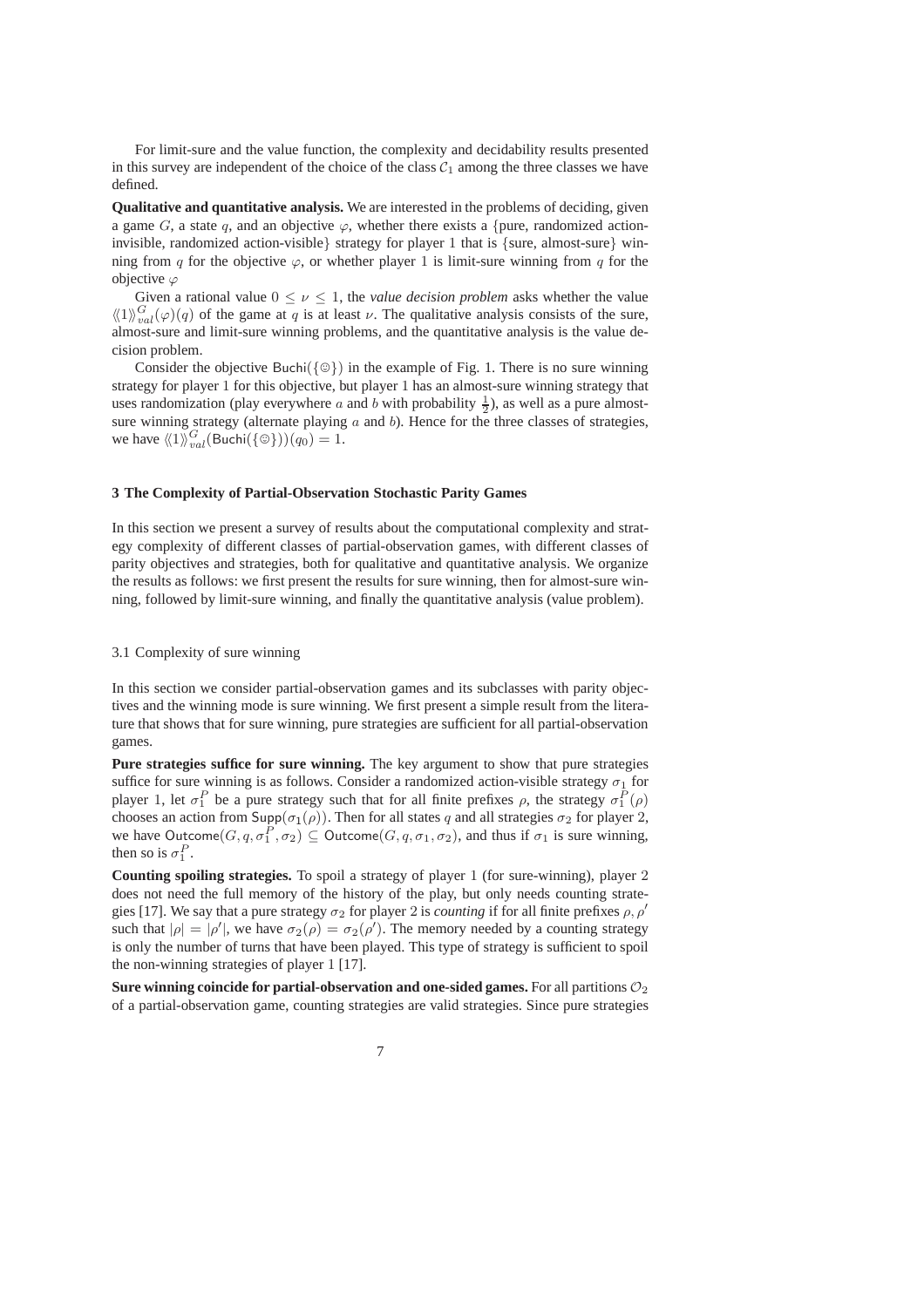For limit-sure and the value function, the complexity and decidability results presented in this survey are independent of the choice of the class $\mathcal{C}_1$ among the three classes we have defined.

**Qualitative and quantitative analysis.** We are interested in the problems of deciding, given a game $G$, a state $q$, and an objective $\varphi$, whether there exists a {pure, randomized action-invisible, randomized action-visible} strategy for player 1 that is {sure, almost-sure} winning from $q$ for the objective $\varphi$, or whether player 1 is limit-sure winning from $q$ for the objective $\varphi$

Given a rational value $0 \leq \nu \leq 1$, the *value decision problem* asks whether the value $\langle\!\langle 1 \rangle\!\rangle^G_{val}(\varphi)(q)$ of the game at $q$ is at least $\nu$. The qualitative analysis consists of the sure, almost-sure and limit-sure winning problems, and the quantitative analysis is the value decision problem.

Consider the objective $\mathsf{Buchi}(\{☺\})$ in the example of Fig. 1. There is no sure winning strategy for player 1 for this objective, but player 1 has an almost-sure winning strategy that uses randomization (play everywhere $a$ and $b$ with probability $\frac{1}{2}$), as well as a pure almost-sure winning strategy (alternate playing $a$ and $b$). Hence for the three classes of strategies, we have $\langle\!\langle 1 \rangle\!\rangle^G_{val}(\mathsf{Buchi}(\{☺\}))(q_0) = 1$.

## 3 The Complexity of Partial-Observation Stochastic Parity Games

In this section we present a survey of results about the computational complexity and strategy complexity of different classes of partial-observation games, with different classes of parity objectives and strategies, both for qualitative and quantitative analysis. We organize the results as follows: we first present the results for sure winning, then for almost-sure winning, followed by limit-sure winning, and finally the quantitative analysis (value problem).

### 3.1 Complexity of sure winning

In this section we consider partial-observation games and its subclasses with parity objectives and the winning mode is sure winning. We first present a simple result from the literature that shows that for sure winning, pure strategies are sufficient for all partial-observation games.

**Pure strategies suffice for sure winning.** The key argument to show that pure strategies suffice for sure winning is as follows. Consider a randomized action-visible strategy $\sigma_1$ for player 1, let $\sigma_1^P$ be a pure strategy such that for all finite prefixes $\rho$, the strategy $\sigma_1^P(\rho)$ chooses an action from $\mathsf{Supp}(\sigma_1(\rho))$. Then for all states $q$ and all strategies $\sigma_2$ for player 2, we have $\mathsf{Outcome}(G, q, \sigma_1^P, \sigma_2) \subseteq \mathsf{Outcome}(G, q, \sigma_1, \sigma_2)$, and thus if $\sigma_1$ is sure winning, then so is $\sigma_1^P$.

**Counting spoiling strategies.** To spoil a strategy of player 1 (for sure-winning), player 2 does not need the full memory of the history of the play, but only needs counting strategies [17]. We say that a pure strategy $\sigma_2$ for player 2 is *counting* if for all finite prefixes $\rho, \rho'$ such that $|\rho| = |\rho'|$, we have $\sigma_2(\rho) = \sigma_2(\rho')$. The memory needed by a counting strategy is only the number of turns that have been played. This type of strategy is sufficient to spoil the non-winning strategies of player 1 [17].

**Sure winning coincide for partial-observation and one-sided games.** For all partitions $\mathcal{O}_2$ of a partial-observation game, counting strategies are valid strategies. Since pure strategies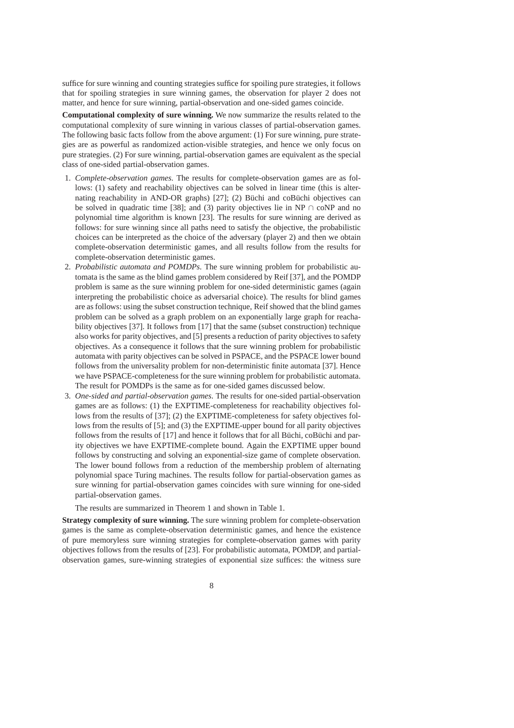suffice for sure winning and counting strategies suffice for spoiling pure strategies, it follows that for spoiling strategies in sure winning games, the observation for player 2 does not matter, and hence for sure winning, partial-observation and one-sided games coincide.

**Computational complexity of sure winning.** We now summarize the results related to the computational complexity of sure winning in various classes of partial-observation games. The following basic facts follow from the above argument: (1) For sure winning, pure strategies are as powerful as randomized action-visible strategies, and hence we only focus on pure strategies. (2) For sure winning, partial-observation games are equivalent as the special class of one-sided partial-observation games.

1. *Complete-observation games.* The results for complete-observation games are as follows: (1) safety and reachability objectives can be solved in linear time (this is alternating reachability in AND-OR graphs) [27]; (2) Büchi and coBüchi objectives can be solved in quadratic time [38]; and (3) parity objectives lie in NP $\cap$ coNP and no polynomial time algorithm is known [23]. The results for sure winning are derived as follows: for sure winning since all paths need to satisfy the objective, the probabilistic choices can be interpreted as the choice of the adversary (player 2) and then we obtain complete-observation deterministic games, and all results follow from the results for complete-observation deterministic games.
2. *Probabilistic automata and POMDPs.* The sure winning problem for probabilistic automata is the same as the blind games problem considered by Reif [37], and the POMDP problem is same as the sure winning problem for one-sided deterministic games (again interpreting the probabilistic choice as adversarial choice). The results for blind games are as follows: using the subset construction technique, Reif showed that the blind games problem can be solved as a graph problem on an exponentially large graph for reachability objectives [37]. It follows from [17] that the same (subset construction) technique also works for parity objectives, and [5] presents a reduction of parity objectives to safety objectives. As a consequence it follows that the sure winning problem for probabilistic automata with parity objectives can be solved in PSPACE, and the PSPACE lower bound follows from the universality problem for non-deterministic finite automata [37]. Hence we have PSPACE-completeness for the sure winning problem for probabilistic automata. The result for POMDPs is the same as for one-sided games discussed below.
3. *One-sided and partial-observation games.* The results for one-sided partial-observation games are as follows: (1) the EXPTIME-completeness for reachability objectives follows from the results of [37]; (2) the EXPTIME-completeness for safety objectives follows from the results of [5]; and (3) the EXPTIME-upper bound for all parity objectives follows from the results of [17] and hence it follows that for all Büchi, coBüchi and parity objectives we have EXPTIME-complete bound. Again the EXPTIME upper bound follows by constructing and solving an exponential-size game of complete observation. The lower bound follows from a reduction of the membership problem of alternating polynomial space Turing machines. The results follow for partial-observation games as sure winning for partial-observation games coincides with sure winning for one-sided partial-observation games.

The results are summarized in Theorem 1 and shown in Table 1.

**Strategy complexity of sure winning.** The sure winning problem for complete-observation games is the same as complete-observation deterministic games, and hence the existence of pure memoryless sure winning strategies for complete-observation games with parity objectives follows from the results of [23]. For probabilistic automata, POMDP, and partial-observation games, sure-winning strategies of exponential size suffices: the witness sure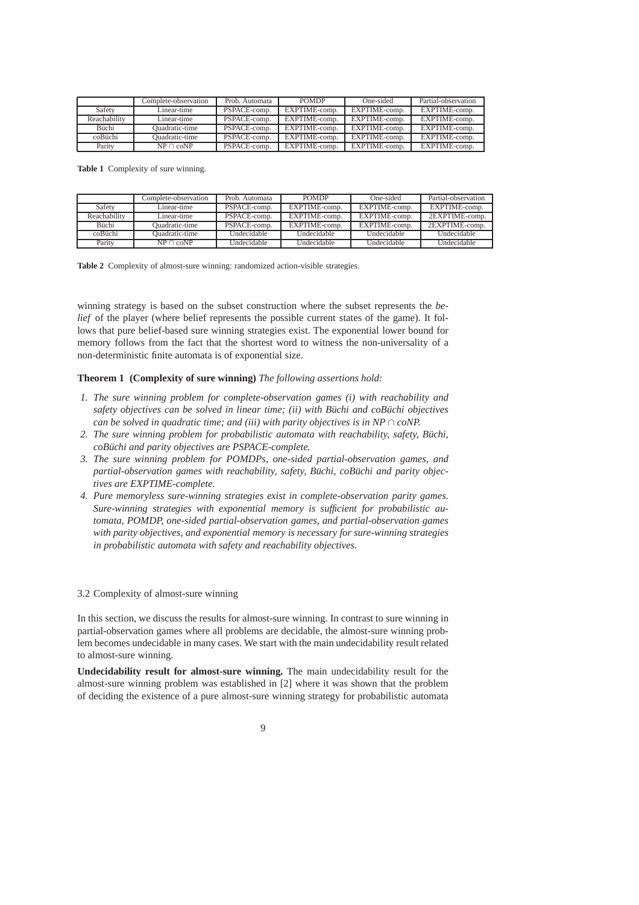|  | Complete-observation | Prob. Automata | POMDP | One-sided | Partial-observation |
|---|---|---|---|---|---|
| Safety | Linear-time | PSPACE-comp. | EXPTIME-comp. | EXPTIME-comp. | EXPTIME-comp. |
| Reachability | Linear-time | PSPACE-comp. | EXPTIME-comp. | EXPTIME-comp. | EXPTIME-comp. |
| Büchi | Quadratic-time | PSPACE-comp. | EXPTIME-comp. | EXPTIME-comp. | EXPTIME-comp. |
| coBüchi | Quadratic-time | PSPACE-comp. | EXPTIME-comp. | EXPTIME-comp. | EXPTIME-comp. |
| Parity | $NP \cap coNP$ | PSPACE-comp. | EXPTIME-comp. | EXPTIME-comp. | EXPTIME-comp. |

**Table 1** Complexity of sure winning.

|  | Complete-observation | Prob. Automata | POMDP | One-sided | Partial-observation |
|---|---|---|---|---|---|
| Safety | Linear-time | PSPACE-comp. | EXPTIME-comp. | EXPTIME-comp. | EXPTIME-comp. |
| Reachability | Linear-time | PSPACE-comp. | EXPTIME-comp. | EXPTIME-comp. | 2EXPTIME-comp. |
| Büchi | Quadratic-time | PSPACE-comp. | EXPTIME-comp. | EXPTIME-comp. | 2EXPTIME-comp. |
| coBüchi | Quadratic-time | Undecidable | Undecidable | Undecidable | Undecidable |
| Parity | $NP \cap coNP$ | Undecidable | Undecidable | Undecidable | Undecidable |

**Table 2** Complexity of almost-sure winning: randomized action-visible strategies.

winning strategy is based on the subset construction where the subset represents the *belief* of the player (where belief represents the possible current states of the game). It follows that pure belief-based sure winning strategies exist. The exponential lower bound for memory follows from the fact that the shortest word to witness the non-universality of a non-deterministic finite automata is of exponential size.

**Theorem 1 (Complexity of sure winning)** *The following assertions hold:*

1. *The sure winning problem for complete-observation games (i) with reachability and safety objectives can be solved in linear time; (ii) with Büchi and coBüchi objectives can be solved in quadratic time; and (iii) with parity objectives is in $NP \cap coNP$.*
2. *The sure winning problem for probabilistic automata with reachability, safety, Büchi, coBüchi and parity objectives are PSPACE-complete.*
3. *The sure winning problem for POMDPs, one-sided partial-observation games, and partial-observation games with reachability, safety, Büchi, coBüchi and parity objectives are EXPTIME-complete.*
4. *Pure memoryless sure-winning strategies exist in complete-observation parity games. Sure-winning strategies with exponential memory is sufficient for probabilistic automata, POMDP, one-sided partial-observation games, and partial-observation games with parity objectives, and exponential memory is necessary for sure-winning strategies in probabilistic automata with safety and reachability objectives.*

### 3.2 Complexity of almost-sure winning

In this section, we discuss the results for almost-sure winning. In contrast to sure winning in partial-observation games where all problems are decidable, the almost-sure winning problem becomes undecidable in many cases. We start with the main undecidability result related to almost-sure winning.

**Undecidability result for almost-sure winning.** The main undecidability result for the almost-sure winning problem was established in [2] where it was shown that the problem of deciding the existence of a pure almost-sure winning strategy for probabilistic automata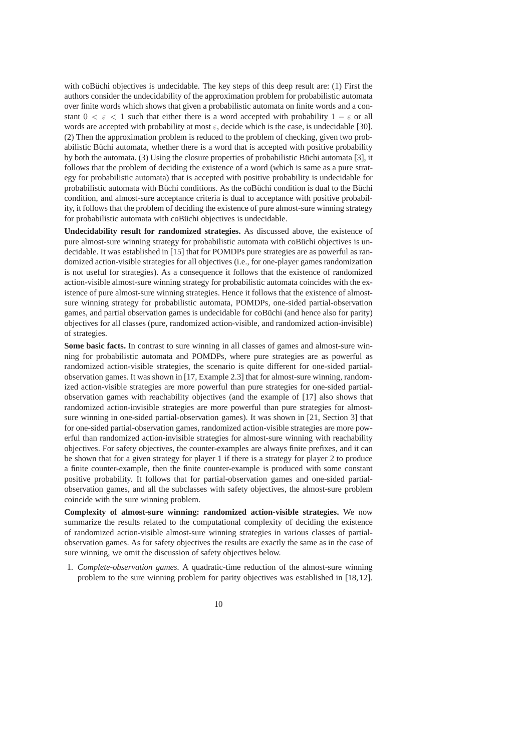with coBüchi objectives is undecidable. The key steps of this deep result are: (1) First the authors consider the undecidability of the approximation problem for probabilistic automata over finite words which shows that given a probabilistic automata on finite words and a constant $0 < \varepsilon < 1$ such that either there is a word accepted with probability $1 - \varepsilon$ or all words are accepted with probability at most $\varepsilon$, decide which is the case, is undecidable [30]. (2) Then the approximation problem is reduced to the problem of checking, given two probabilistic Büchi automata, whether there is a word that is accepted with positive probability by both the automata. (3) Using the closure properties of probabilistic Büchi automata [3], it follows that the problem of deciding the existence of a word (which is same as a pure strategy for probabilistic automata) that is accepted with positive probability is undecidable for probabilistic automata with Büchi conditions. As the coBüchi condition is dual to the Büchi condition, and almost-sure acceptance criteria is dual to acceptance with positive probability, it follows that the problem of deciding the existence of pure almost-sure winning strategy for probabilistic automata with coBüchi objectives is undecidable.

**Undecidability result for randomized strategies.** As discussed above, the existence of pure almost-sure winning strategy for probabilistic automata with coBüchi objectives is undecidable. It was established in [15] that for POMDPs pure strategies are as powerful as randomized action-visible strategies for all objectives (i.e., for one-player games randomization is not useful for strategies). As a consequence it follows that the existence of randomized action-visible almost-sure winning strategy for probabilistic automata coincides with the existence of pure almost-sure winning strategies. Hence it follows that the existence of almost-sure winning strategy for probabilistic automata, POMDPs, one-sided partial-observation games, and partial observation games is undecidable for coBüchi (and hence also for parity) objectives for all classes (pure, randomized action-visible, and randomized action-invisible) of strategies.

**Some basic facts.** In contrast to sure winning in all classes of games and almost-sure winning for probabilistic automata and POMDPs, where pure strategies are as powerful as randomized action-visible strategies, the scenario is quite different for one-sided partial-observation games. It was shown in [17, Example 2.3] that for almost-sure winning, randomized action-visible strategies are more powerful than pure strategies for one-sided partial-observation games with reachability objectives (and the example of [17] also shows that randomized action-invisible strategies are more powerful than pure strategies for almost-sure winning in one-sided partial-observation games). It was shown in [21, Section 3] that for one-sided partial-observation games, randomized action-visible strategies are more powerful than randomized action-invisible strategies for almost-sure winning with reachability objectives. For safety objectives, the counter-examples are always finite prefixes, and it can be shown that for a given strategy for player 1 if there is a strategy for player 2 to produce a finite counter-example, then the finite counter-example is produced with some constant positive probability. It follows that for partial-observation games and one-sided partial-observation games, and all the subclasses with safety objectives, the almost-sure problem coincide with the sure winning problem.

**Complexity of almost-sure winning: randomized action-visible strategies.** We now summarize the results related to the computational complexity of deciding the existence of randomized action-visible almost-sure winning strategies in various classes of partial-observation games. As for safety objectives the results are exactly the same as in the case of sure winning, we omit the discussion of safety objectives below.

1. *Complete-observation games.* A quadratic-time reduction of the almost-sure winning problem to the sure winning problem for parity objectives was established in [18, 12].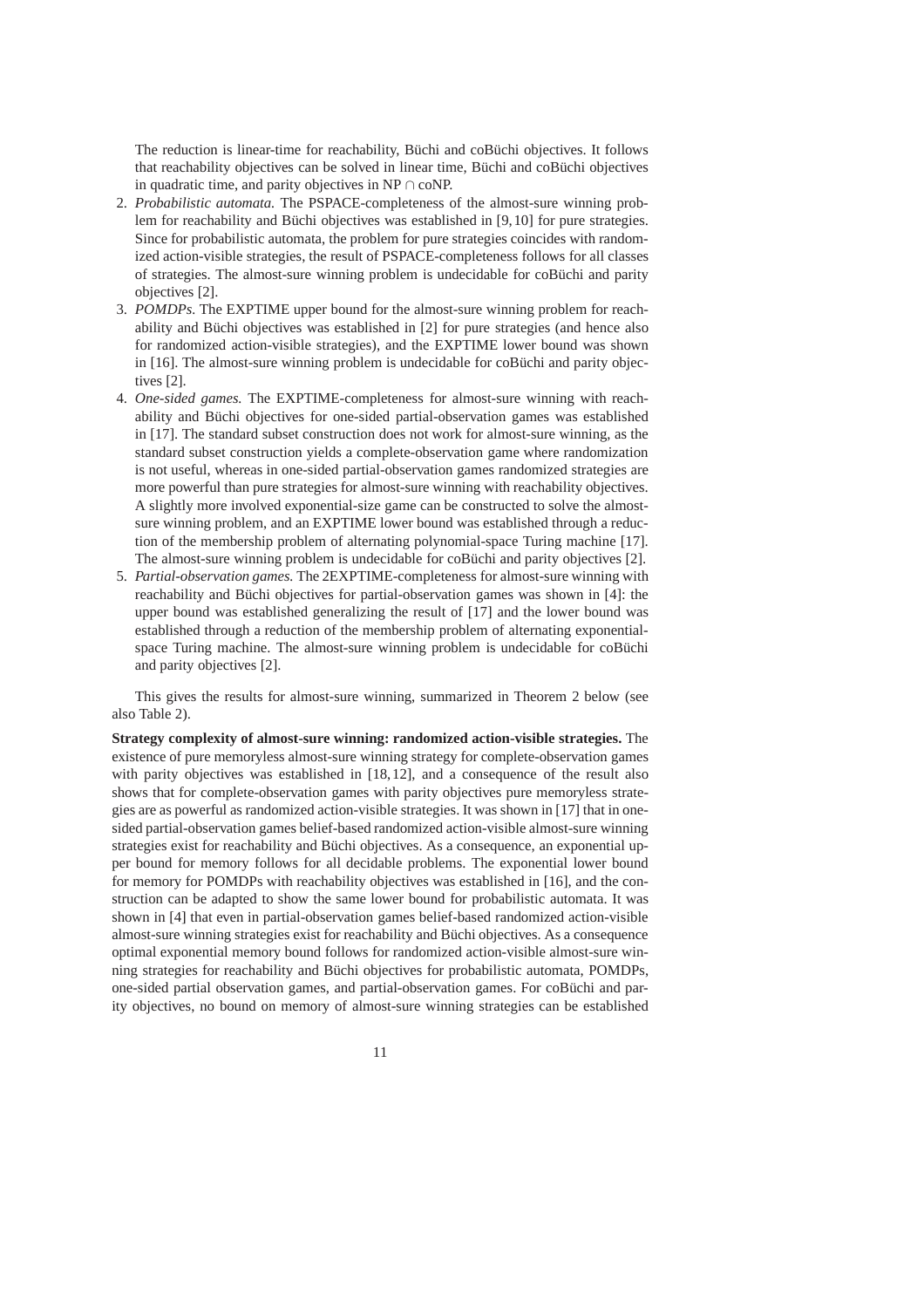The reduction is linear-time for reachability, Büchi and coBüchi objectives. It follows that reachability objectives can be solved in linear time, Büchi and coBüchi objectives in quadratic time, and parity objectives in NP ∩ coNP.

2. *Probabilistic automata.* The PSPACE-completeness of the almost-sure winning problem for reachability and Büchi objectives was established in [9,10] for pure strategies. Since for probabilistic automata, the problem for pure strategies coincides with randomized action-visible strategies, the result of PSPACE-completeness follows for all classes of strategies. The almost-sure winning problem is undecidable for coBüchi and parity objectives [2].
3. *POMDPs.* The EXPTIME upper bound for the almost-sure winning problem for reachability and Büchi objectives was established in [2] for pure strategies (and hence also for randomized action-visible strategies), and the EXPTIME lower bound was shown in [16]. The almost-sure winning problem is undecidable for coBüchi and parity objectives [2].
4. *One-sided games.* The EXPTIME-completeness for almost-sure winning with reachability and Büchi objectives for one-sided partial-observation games was established in [17]. The standard subset construction does not work for almost-sure winning, as the standard subset construction yields a complete-observation game where randomization is not useful, whereas in one-sided partial-observation games randomized strategies are more powerful than pure strategies for almost-sure winning with reachability objectives. A slightly more involved exponential-size game can be constructed to solve the almost-sure winning problem, and an EXPTIME lower bound was established through a reduction of the membership problem of alternating polynomial-space Turing machine [17]. The almost-sure winning problem is undecidable for coBüchi and parity objectives [2].
5. *Partial-observation games.* The 2EXPTIME-completeness for almost-sure winning with reachability and Büchi objectives for partial-observation games was shown in [4]: the upper bound was established generalizing the result of [17] and the lower bound was established through a reduction of the membership problem of alternating exponential-space Turing machine. The almost-sure winning problem is undecidable for coBüchi and parity objectives [2].

This gives the results for almost-sure winning, summarized in Theorem 2 below (see also Table 2).

**Strategy complexity of almost-sure winning: randomized action-visible strategies.** The existence of pure memoryless almost-sure winning strategy for complete-observation games with parity objectives was established in [18,12], and a consequence of the result also shows that for complete-observation games with parity objectives pure memoryless strategies are as powerful as randomized action-visible strategies. It was shown in [17] that in one-sided partial-observation games belief-based randomized action-visible almost-sure winning strategies exist for reachability and Büchi objectives. As a consequence, an exponential upper bound for memory follows for all decidable problems. The exponential lower bound for memory for POMDPs with reachability objectives was established in [16], and the construction can be adapted to show the same lower bound for probabilistic automata. It was shown in [4] that even in partial-observation games belief-based randomized action-visible almost-sure winning strategies exist for reachability and Büchi objectives. As a consequence optimal exponential memory bound follows for randomized action-visible almost-sure winning strategies for reachability and Büchi objectives for probabilistic automata, POMDPs, one-sided partial observation games, and partial-observation games. For coBüchi and parity objectives, no bound on memory of almost-sure winning strategies can be established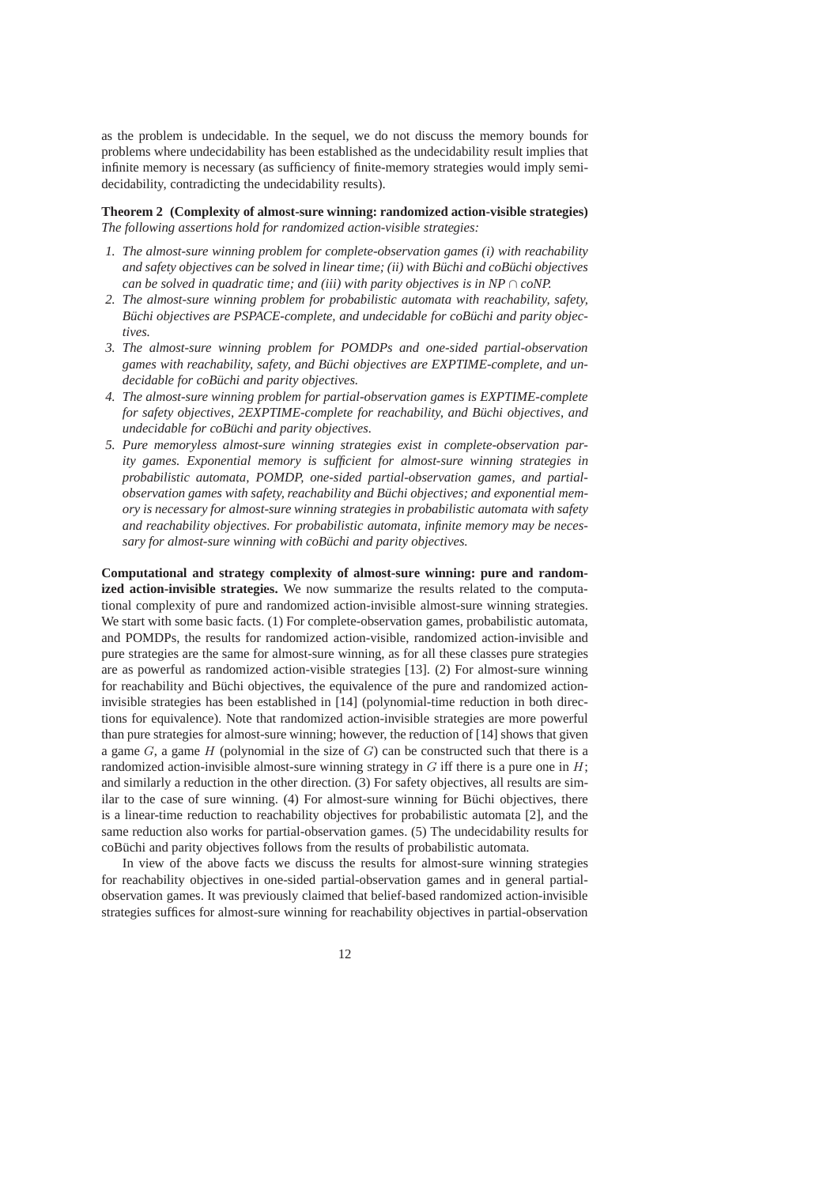as the problem is undecidable. In the sequel, we do not discuss the memory bounds for problems where undecidability has been established as the undecidability result implies that infinite memory is necessary (as sufficiency of finite-memory strategies would imply semi-decidability, contradicting the undecidability results).

**Theorem 2 (Complexity of almost-sure winning: randomized action-visible strategies)** *The following assertions hold for randomized action-visible strategies:*

1. *The almost-sure winning problem for complete-observation games (i) with reachability and safety objectives can be solved in linear time; (ii) with Büchi and coBüchi objectives can be solved in quadratic time; and (iii) with parity objectives is in NP $\cap$ coNP.*
2. *The almost-sure winning problem for probabilistic automata with reachability, safety, Büchi objectives are PSPACE-complete, and undecidable for coBüchi and parity objectives.*
3. *The almost-sure winning problem for POMDPs and one-sided partial-observation games with reachability, safety, and Büchi objectives are EXPTIME-complete, and undecidable for coBüchi and parity objectives.*
4. *The almost-sure winning problem for partial-observation games is EXPTIME-complete for safety objectives, 2EXPTIME-complete for reachability, and Büchi objectives, and undecidable for coBüchi and parity objectives.*
5. *Pure memoryless almost-sure winning strategies exist in complete-observation parity games. Exponential memory is sufficient for almost-sure winning strategies in probabilistic automata, POMDP, one-sided partial-observation games, and partial-observation games with safety, reachability and Büchi objectives; and exponential memory is necessary for almost-sure winning strategies in probabilistic automata with safety and reachability objectives. For probabilistic automata, infinite memory may be necessary for almost-sure winning with coBüchi and parity objectives.*

**Computational and strategy complexity of almost-sure winning: pure and randomized action-invisible strategies.** We now summarize the results related to the computational complexity of pure and randomized action-invisible almost-sure winning strategies. We start with some basic facts. (1) For complete-observation games, probabilistic automata, and POMDPs, the results for randomized action-visible, randomized action-invisible and pure strategies are the same for almost-sure winning, as for all these classes pure strategies are as powerful as randomized action-visible strategies [13]. (2) For almost-sure winning for reachability and Büchi objectives, the equivalence of the pure and randomized action-invisible strategies has been established in [14] (polynomial-time reduction in both directions for equivalence). Note that randomized action-invisible strategies are more powerful than pure strategies for almost-sure winning; however, the reduction of [14] shows that given a game $G$, a game $H$ (polynomial in the size of $G$) can be constructed such that there is a randomized action-invisible almost-sure winning strategy in $G$ iff there is a pure one in $H$; and similarly a reduction in the other direction. (3) For safety objectives, all results are similar to the case of sure winning. (4) For almost-sure winning for Büchi objectives, there is a linear-time reduction to reachability objectives for probabilistic automata [2], and the same reduction also works for partial-observation games. (5) The undecidability results for coBüchi and parity objectives follows from the results of probabilistic automata.

In view of the above facts we discuss the results for almost-sure winning strategies for reachability objectives in one-sided partial-observation games and in general partial-observation games. It was previously claimed that belief-based randomized action-invisible strategies suffices for almost-sure winning for reachability objectives in partial-observation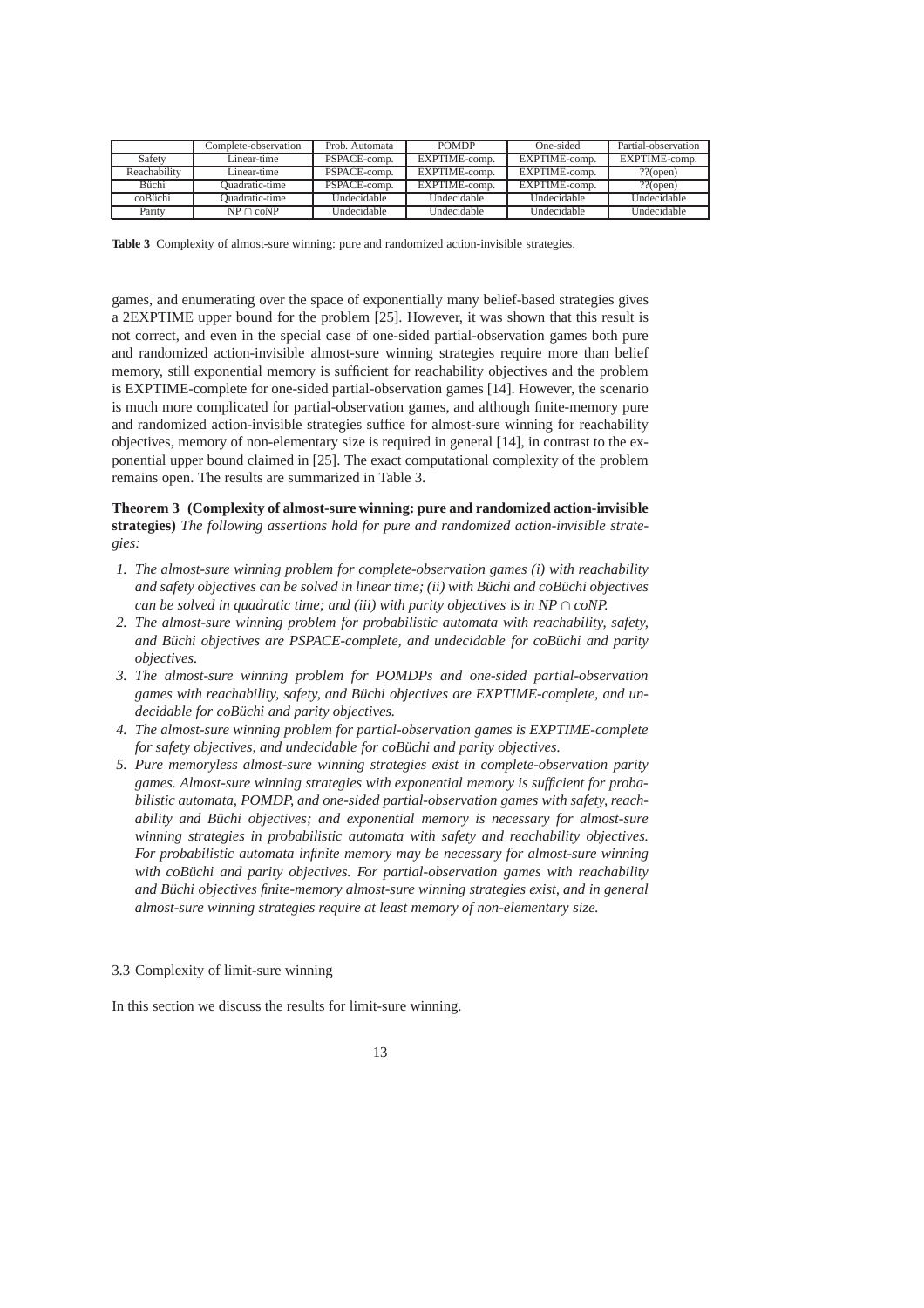| | Complete-observation | Prob. Automata | POMDP | One-sided | Partial-observation |
|---|---|---|---|---|---|
| Safety | Linear-time | PSPACE-comp. | EXPTIME-comp. | EXPTIME-comp. | EXPTIME-comp. |
| Reachability | Linear-time | PSPACE-comp. | EXPTIME-comp. | EXPTIME-comp. | ??(open) |
| Büchi | Quadratic-time | PSPACE-comp. | EXPTIME-comp. | EXPTIME-comp. | ??(open) |
| coBüchi | Quadratic-time | Undecidable | Undecidable | Undecidable | Undecidable |
| Parity | NP ∩ coNP | Undecidable | Undecidable | Undecidable | Undecidable |

**Table 3** Complexity of almost-sure winning: pure and randomized action-invisible strategies.

games, and enumerating over the space of exponentially many belief-based strategies gives a 2EXPTIME upper bound for the problem [25]. However, it was shown that this result is not correct, and even in the special case of one-sided partial-observation games both pure and randomized action-invisible almost-sure winning strategies require more than belief memory, still exponential memory is sufficient for reachability objectives and the problem is EXPTIME-complete for one-sided partial-observation games [14]. However, the scenario is much more complicated for partial-observation games, and although finite-memory pure and randomized action-invisible strategies suffice for almost-sure winning for reachability objectives, memory of non-elementary size is required in general [14], in contrast to the exponential upper bound claimed in [25]. The exact computational complexity of the problem remains open. The results are summarized in Table 3.

**Theorem 3 (Complexity of almost-sure winning: pure and randomized action-invisible strategies)** *The following assertions hold for pure and randomized action-invisible strategies:*

1. *The almost-sure winning problem for complete-observation games (i) with reachability and safety objectives can be solved in linear time; (ii) with Büchi and coBüchi objectives can be solved in quadratic time; and (iii) with parity objectives is in NP ∩ coNP.*
2. *The almost-sure winning problem for probabilistic automata with reachability, safety, and Büchi objectives are PSPACE-complete, and undecidable for coBüchi and parity objectives.*
3. *The almost-sure winning problem for POMDPs and one-sided partial-observation games with reachability, safety, and Büchi objectives are EXPTIME-complete, and undecidable for coBüchi and parity objectives.*
4. *The almost-sure winning problem for partial-observation games is EXPTIME-complete for safety objectives, and undecidable for coBüchi and parity objectives.*
5. *Pure memoryless almost-sure winning strategies exist in complete-observation parity games. Almost-sure winning strategies with exponential memory is sufficient for probabilistic automata, POMDP, and one-sided partial-observation games with safety, reachability and Büchi objectives; and exponential memory is necessary for almost-sure winning strategies in probabilistic automata with safety and reachability objectives. For probabilistic automata infinite memory may be necessary for almost-sure winning with coBüchi and parity objectives. For partial-observation games with reachability and Büchi objectives finite-memory almost-sure winning strategies exist, and in general almost-sure winning strategies require at least memory of non-elementary size.*

### 3.3 Complexity of limit-sure winning

In this section we discuss the results for limit-sure winning.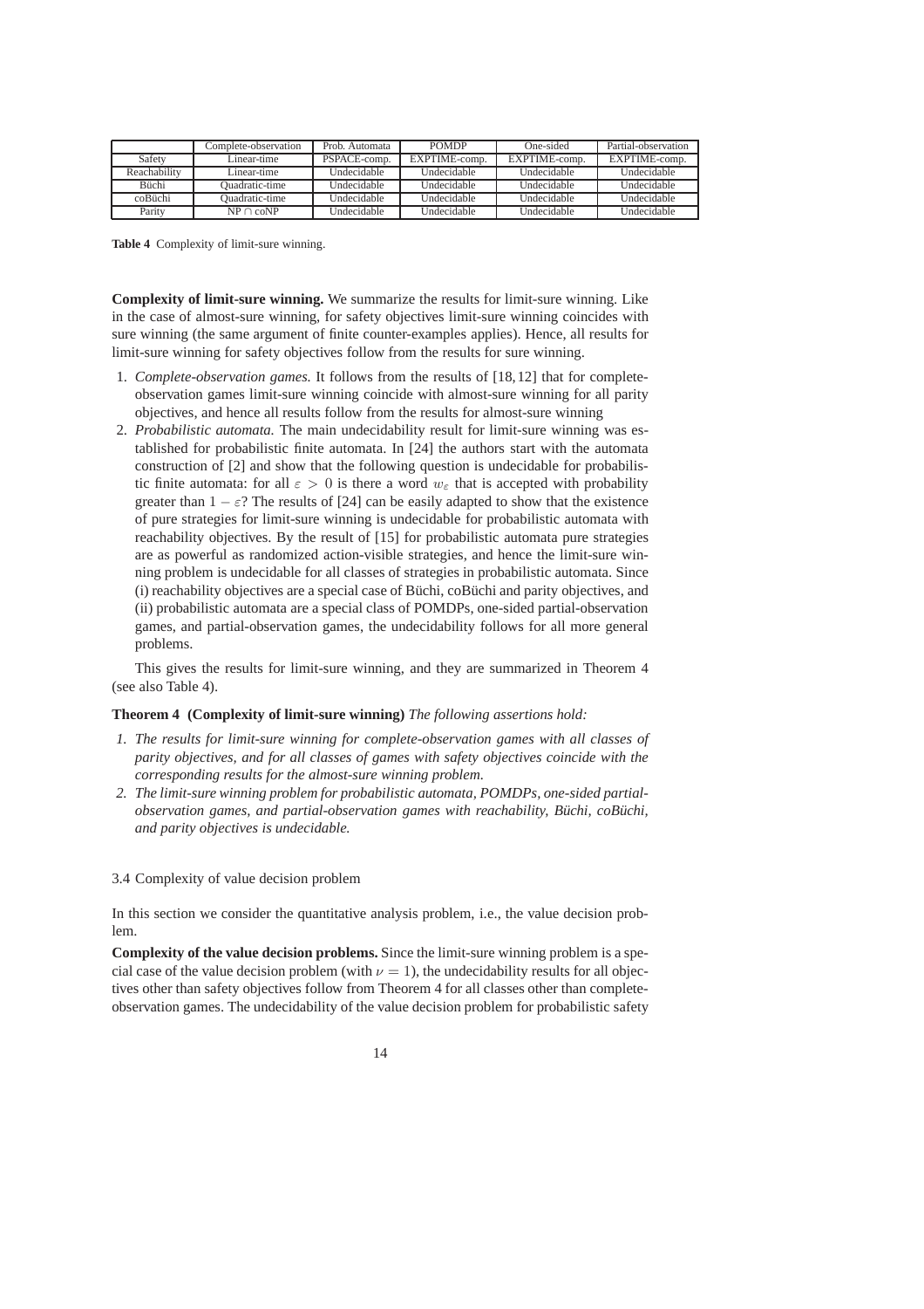|  | Complete-observation | Prob. Automata | POMDP | One-sided | Partial-observation |
|---|---|---|---|---|---|
| Safety | Linear-time | PSPACE-comp. | EXPTIME-comp. | EXPTIME-comp. | EXPTIME-comp. |
| Reachability | Linear-time | Undecidable | Undecidable | Undecidable | Undecidable |
| Büchi | Quadratic-time | Undecidable | Undecidable | Undecidable | Undecidable |
| coBüchi | Quadratic-time | Undecidable | Undecidable | Undecidable | Undecidable |
| Parity | NP $\cap$ coNP | Undecidable | Undecidable | Undecidable | Undecidable |

**Table 4** Complexity of limit-sure winning.

**Complexity of limit-sure winning.** We summarize the results for limit-sure winning. Like in the case of almost-sure winning, for safety objectives limit-sure winning coincides with sure winning (the same argument of finite counter-examples applies). Hence, all results for limit-sure winning for safety objectives follow from the results for sure winning.

1. *Complete-observation games.* It follows from the results of [18,12] that for complete-observation games limit-sure winning coincide with almost-sure winning for all parity objectives, and hence all results follow from the results for almost-sure winning
2. *Probabilistic automata.* The main undecidability result for limit-sure winning was established for probabilistic finite automata. In [24] the authors start with the automata construction of [2] and show that the following question is undecidable for probabilistic finite automata: for all $\varepsilon > 0$ is there a word $w_\varepsilon$ that is accepted with probability greater than $1 - \varepsilon$? The results of [24] can be easily adapted to show that the existence of pure strategies for limit-sure winning is undecidable for probabilistic automata with reachability objectives. By the result of [15] for probabilistic automata pure strategies are as powerful as randomized action-visible strategies, and hence the limit-sure winning problem is undecidable for all classes of strategies in probabilistic automata. Since (i) reachability objectives are a special case of Büchi, coBüchi and parity objectives, and (ii) probabilistic automata are a special class of POMDPs, one-sided partial-observation games, and partial-observation games, the undecidability follows for all more general problems.

This gives the results for limit-sure winning, and they are summarized in Theorem 4 (see also Table 4).

**Theorem 4 (Complexity of limit-sure winning)** *The following assertions hold:*

1. *The results for limit-sure winning for complete-observation games with all classes of parity objectives, and for all classes of games with safety objectives coincide with the corresponding results for the almost-sure winning problem.*
2. *The limit-sure winning problem for probabilistic automata, POMDPs, one-sided partial-observation games, and partial-observation games with reachability, Büchi, coBüchi, and parity objectives is undecidable.*

### 3.4 Complexity of value decision problem

In this section we consider the quantitative analysis problem, i.e., the value decision problem.

**Complexity of the value decision problems.** Since the limit-sure winning problem is a special case of the value decision problem (with $\nu = 1$), the undecidability results for all objectives other than safety objectives follow from Theorem 4 for all classes other than complete-observation games. The undecidability of the value decision problem for probabilistic safety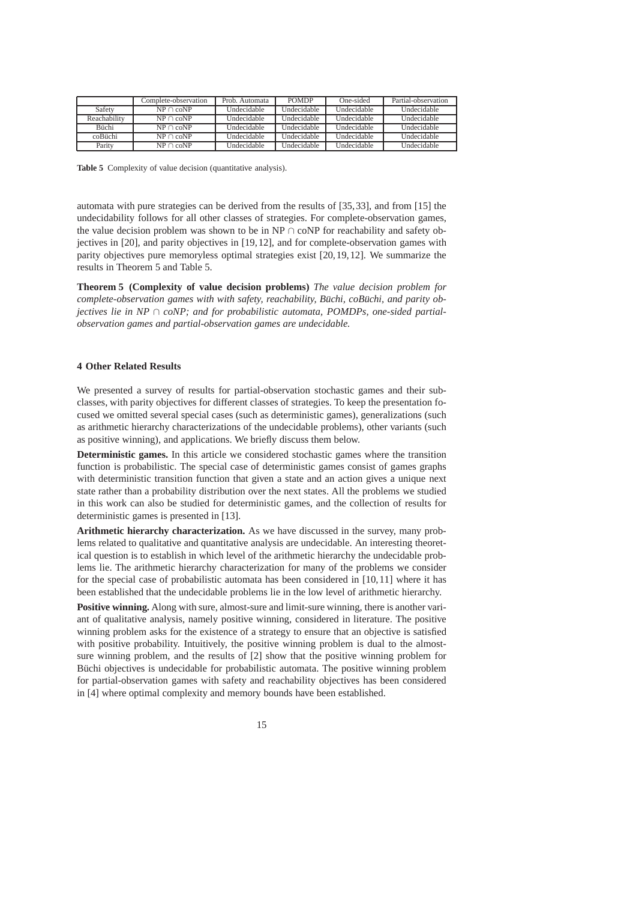|  | Complete-observation | Prob. Automata | POMDP | One-sided | Partial-observation |
|---|---|---|---|---|---|
| Safety | NP ∩ coNP | Undecidable | Undecidable | Undecidable | Undecidable |
| Reachability | NP ∩ coNP | Undecidable | Undecidable | Undecidable | Undecidable |
| Büchi | NP ∩ coNP | Undecidable | Undecidable | Undecidable | Undecidable |
| coBüchi | NP ∩ coNP | Undecidable | Undecidable | Undecidable | Undecidable |
| Parity | NP ∩ coNP | Undecidable | Undecidable | Undecidable | Undecidable |

**Table 5** Complexity of value decision (quantitative analysis).

automata with pure strategies can be derived from the results of [35, 33], and from [15] the undecidability follows for all other classes of strategies. For complete-observation games, the value decision problem was shown to be in NP ∩ coNP for reachability and safety objectives in [20], and parity objectives in [19, 12], and for complete-observation games with parity objectives pure memoryless optimal strategies exist [20, 19, 12]. We summarize the results in Theorem 5 and Table 5.

**Theorem 5 (Complexity of value decision problems)** *The value decision problem for complete-observation games with with safety, reachability, Büchi, coBüchi, and parity objectives lie in NP ∩ coNP; and for probabilistic automata, POMDPs, one-sided partial-observation games and partial-observation games are undecidable.*

## 4 Other Related Results

We presented a survey of results for partial-observation stochastic games and their subclasses, with parity objectives for different classes of strategies. To keep the presentation focused we omitted several special cases (such as deterministic games), generalizations (such as arithmetic hierarchy characterizations of the undecidable problems), other variants (such as positive winning), and applications. We briefly discuss them below.

**Deterministic games.** In this article we considered stochastic games where the transition function is probabilistic. The special case of deterministic games consist of games graphs with deterministic transition function that given a state and an action gives a unique next state rather than a probability distribution over the next states. All the problems we studied in this work can also be studied for deterministic games, and the collection of results for deterministic games is presented in [13].

**Arithmetic hierarchy characterization.** As we have discussed in the survey, many problems related to qualitative and quantitative analysis are undecidable. An interesting theoretical question is to establish in which level of the arithmetic hierarchy the undecidable problems lie. The arithmetic hierarchy characterization for many of the problems we consider for the special case of probabilistic automata has been considered in [10, 11] where it has been established that the undecidable problems lie in the low level of arithmetic hierarchy.

**Positive winning.** Along with sure, almost-sure and limit-sure winning, there is another variant of qualitative analysis, namely positive winning, considered in literature. The positive winning problem asks for the existence of a strategy to ensure that an objective is satisfied with positive probability. Intuitively, the positive winning problem is dual to the almost-sure winning problem, and the results of [2] show that the positive winning problem for Büchi objectives is undecidable for probabilistic automata. The positive winning problem for partial-observation games with safety and reachability objectives has been considered in [4] where optimal complexity and memory bounds have been established.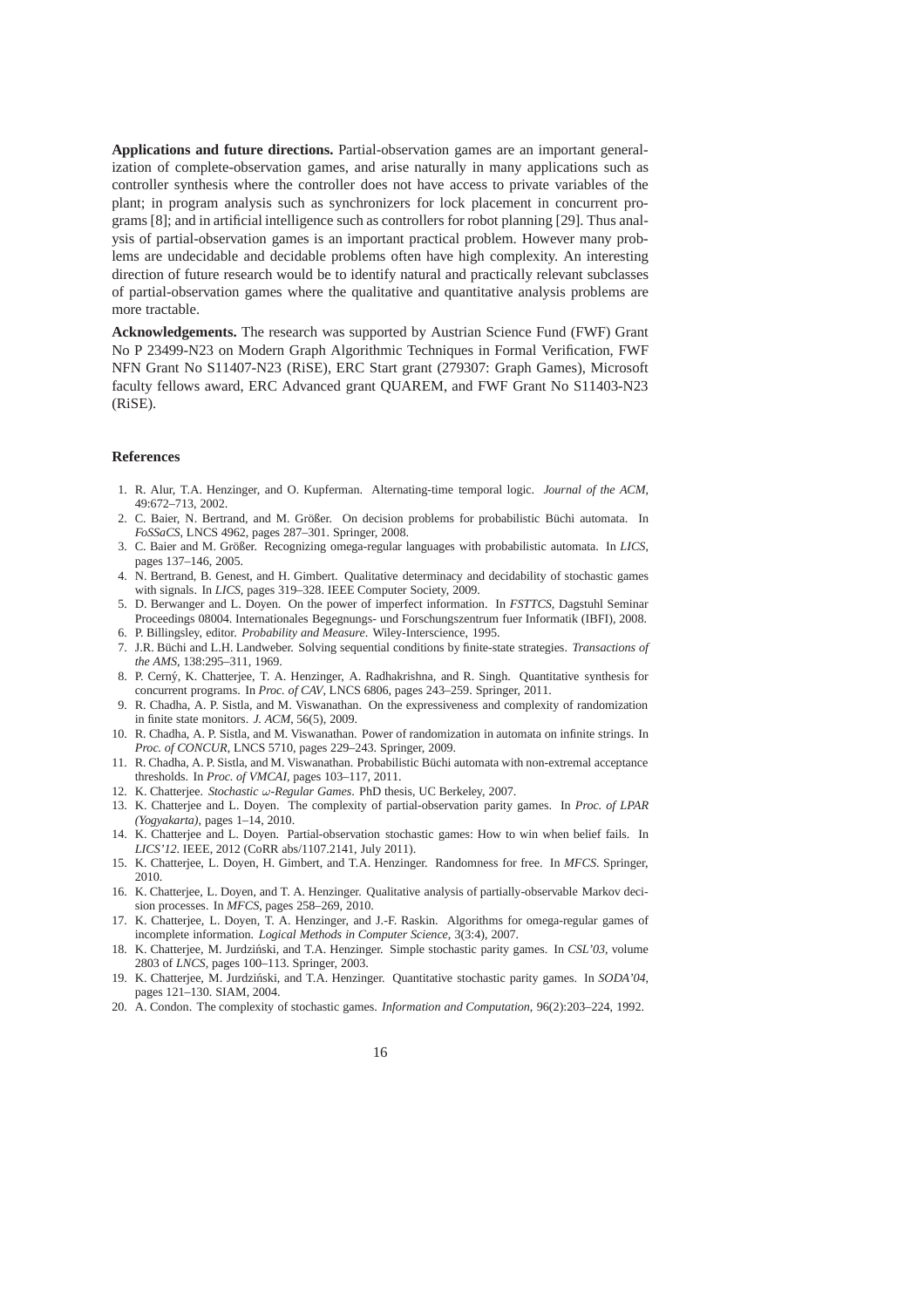**Applications and future directions.** Partial-observation games are an important generalization of complete-observation games, and arise naturally in many applications such as controller synthesis where the controller does not have access to private variables of the plant; in program analysis such as synchronizers for lock placement in concurrent programs [8]; and in artificial intelligence such as controllers for robot planning [29]. Thus analysis of partial-observation games is an important practical problem. However many problems are undecidable and decidable problems often have high complexity. An interesting direction of future research would be to identify natural and practically relevant subclasses of partial-observation games where the qualitative and quantitative analysis problems are more tractable.

**Acknowledgements.** The research was supported by Austrian Science Fund (FWF) Grant No P 23499-N23 on Modern Graph Algorithmic Techniques in Formal Verification, FWF NFN Grant No S11407-N23 (RiSE), ERC Start grant (279307: Graph Games), Microsoft faculty fellows award, ERC Advanced grant QUAREM, and FWF Grant No S11403-N23 (RiSE).

## References

1. R. Alur, T.A. Henzinger, and O. Kupferman. Alternating-time temporal logic. *Journal of the ACM*, 49:672–713, 2002.
2. C. Baier, N. Bertrand, and M. Größer. On decision problems for probabilistic Büchi automata. In *FoSSaCS*, LNCS 4962, pages 287–301. Springer, 2008.
3. C. Baier and M. Größer. Recognizing omega-regular languages with probabilistic automata. In *LICS*, pages 137–146, 2005.
4. N. Bertrand, B. Genest, and H. Gimbert. Qualitative determinacy and decidability of stochastic games with signals. In *LICS*, pages 319–328. IEEE Computer Society, 2009.
5. D. Berwanger and L. Doyen. On the power of imperfect information. In *FSTTCS*, Dagstuhl Seminar Proceedings 08004. Internationales Begegnungs- und Forschungszentrum fuer Informatik (IBFI), 2008.
6. P. Billingsley, editor. *Probability and Measure*. Wiley-Interscience, 1995.
7. J.R. Büchi and L.H. Landweber. Solving sequential conditions by finite-state strategies. *Transactions of the AMS*, 138:295–311, 1969.
8. P. Cerný, K. Chatterjee, T. A. Henzinger, A. Radhakrishna, and R. Singh. Quantitative synthesis for concurrent programs. In *Proc. of CAV*, LNCS 6806, pages 243–259. Springer, 2011.
9. R. Chadha, A. P. Sistla, and M. Viswanathan. On the expressiveness and complexity of randomization in finite state monitors. *J. ACM*, 56(5), 2009.
10. R. Chadha, A. P. Sistla, and M. Viswanathan. Power of randomization in automata on infinite strings. In *Proc. of CONCUR*, LNCS 5710, pages 229–243. Springer, 2009.
11. R. Chadha, A. P. Sistla, and M. Viswanathan. Probabilistic Büchi automata with non-extremal acceptance thresholds. In *Proc. of VMCAI*, pages 103–117, 2011.
12. K. Chatterjee. *Stochastic $\omega$-Regular Games*. PhD thesis, UC Berkeley, 2007.
13. K. Chatterjee and L. Doyen. The complexity of partial-observation parity games. In *Proc. of LPAR (Yogyakarta)*, pages 1–14, 2010.
14. K. Chatterjee and L. Doyen. Partial-observation stochastic games: How to win when belief fails. In *LICS'12*. IEEE, 2012 (CoRR abs/1107.2141, July 2011).
15. K. Chatterjee, L. Doyen, H. Gimbert, and T.A. Henzinger. Randomness for free. In *MFCS*. Springer, 2010.
16. K. Chatterjee, L. Doyen, and T. A. Henzinger. Qualitative analysis of partially-observable Markov decision processes. In *MFCS*, pages 258–269, 2010.
17. K. Chatterjee, L. Doyen, T. A. Henzinger, and J.-F. Raskin. Algorithms for omega-regular games of incomplete information. *Logical Methods in Computer Science*, 3(3:4), 2007.
18. K. Chatterjee, M. Jurdziński, and T.A. Henzinger. Simple stochastic parity games. In *CSL'03*, volume 2803 of *LNCS*, pages 100–113. Springer, 2003.
19. K. Chatterjee, M. Jurdziński, and T.A. Henzinger. Quantitative stochastic parity games. In *SODA'04*, pages 121–130. SIAM, 2004.
20. A. Condon. The complexity of stochastic games. *Information and Computation*, 96(2):203–224, 1992.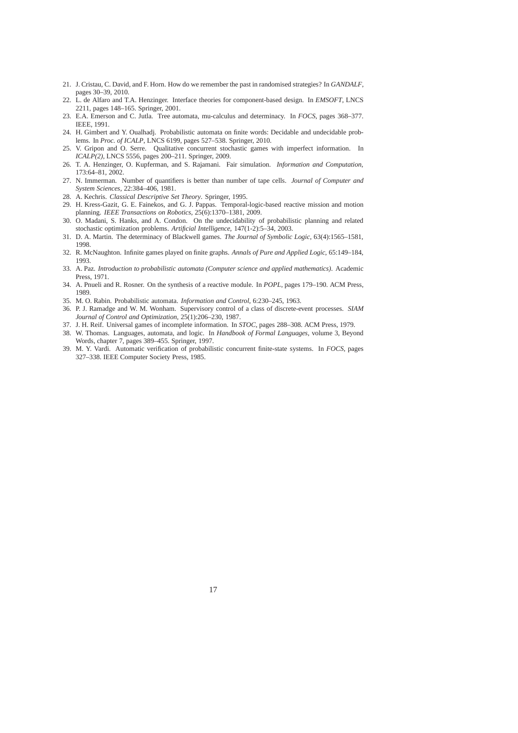21. J. Cristau, C. David, and F. Horn. How do we remember the past in randomised strategies? In *GANDALF*, pages 30–39, 2010.
22. L. de Alfaro and T.A. Henzinger. Interface theories for component-based design. In *EMSOFT*, LNCS 2211, pages 148–165. Springer, 2001.
23. E.A. Emerson and C. Jutla. Tree automata, mu-calculus and determinacy. In *FOCS*, pages 368–377. IEEE, 1991.
24. H. Gimbert and Y. Oualhadj. Probabilistic automata on finite words: Decidable and undecidable problems. In *Proc. of ICALP*, LNCS 6199, pages 527–538. Springer, 2010.
25. V. Gripon and O. Serre. Qualitative concurrent stochastic games with imperfect information. In *ICALP(2)*, LNCS 5556, pages 200–211. Springer, 2009.
26. T. A. Henzinger, O. Kupferman, and S. Rajamani. Fair simulation. *Information and Computation*, 173:64–81, 2002.
27. N. Immerman. Number of quantifiers is better than number of tape cells. *Journal of Computer and System Sciences*, 22:384–406, 1981.
28. A. Kechris. *Classical Descriptive Set Theory*. Springer, 1995.
29. H. Kress-Gazit, G. E. Fainekos, and G. J. Pappas. Temporal-logic-based reactive mission and motion planning. *IEEE Transactions on Robotics*, 25(6):1370–1381, 2009.
30. O. Madani, S. Hanks, and A. Condon. On the undecidability of probabilistic planning and related stochastic optimization problems. *Artificial Intelligence*, 147(1-2):5–34, 2003.
31. D. A. Martin. The determinacy of Blackwell games. *The Journal of Symbolic Logic*, 63(4):1565–1581, 1998.
32. R. McNaughton. Infinite games played on finite graphs. *Annals of Pure and Applied Logic*, 65:149–184, 1993.
33. A. Paz. *Introduction to probabilistic automata (Computer science and applied mathematics)*. Academic Press, 1971.
34. A. Pnueli and R. Rosner. On the synthesis of a reactive module. In *POPL*, pages 179–190. ACM Press, 1989.
35. M. O. Rabin. Probabilistic automata. *Information and Control*, 6:230–245, 1963.
36. P. J. Ramadge and W. M. Wonham. Supervisory control of a class of discrete-event processes. *SIAM Journal of Control and Optimization*, 25(1):206–230, 1987.
37. J. H. Reif. Universal games of incomplete information. In *STOC*, pages 288–308. ACM Press, 1979.
38. W. Thomas. Languages, automata, and logic. In *Handbook of Formal Languages*, volume 3, Beyond Words, chapter 7, pages 389–455. Springer, 1997.
39. M. Y. Vardi. Automatic verification of probabilistic concurrent finite-state systems. In *FOCS*, pages 327–338. IEEE Computer Society Press, 1985.